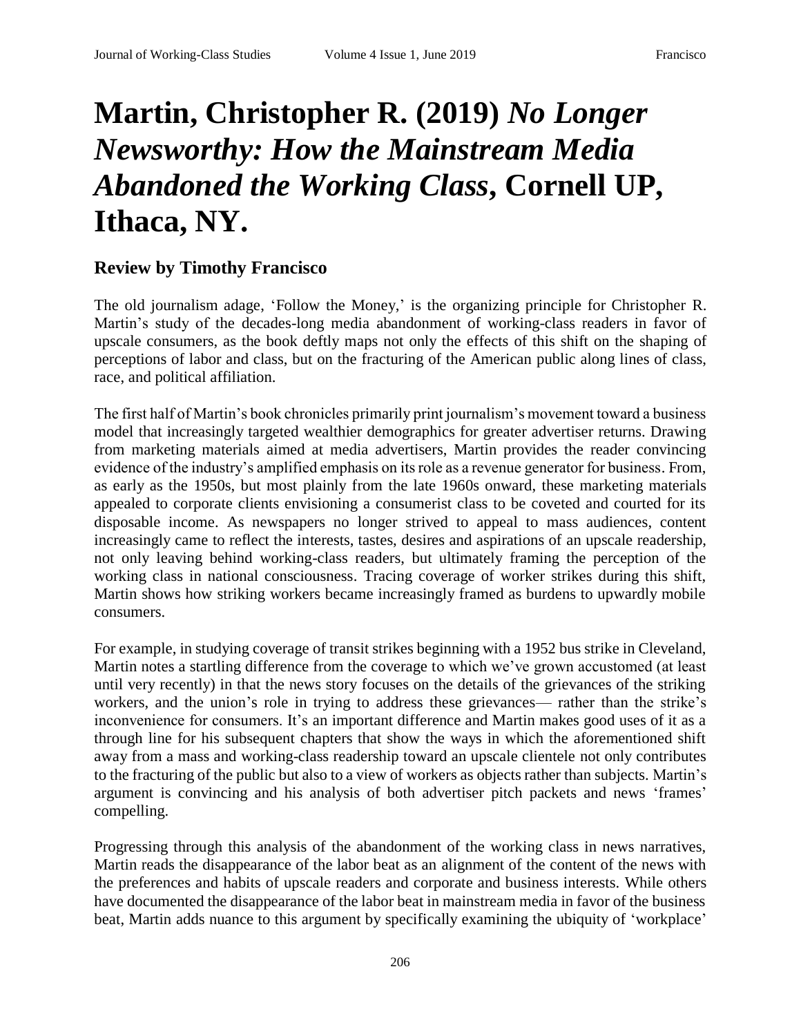# Martin, Christopher R. (2019) *No Longer Newsworthy: How the Mainstream Media Abandoned the Working Class*, Cornell UP, Ithaca, NY.

## Review by Timothy Francisco

The old journalism adage, 'Follow the Money,' is the organizing principle for Christopher R. Martin's study of the decades-long media abandonment of working-class readers in favor of upscale consumers, as the book deftly maps not only the effects of this shift on the shaping of perceptions of labor and class, but on the fracturing of the American public along lines of class, race, and political affiliation.

The first half of Martin's book chronicles primarily print journalism's movement toward a business model that increasingly targeted wealthier demographics for greater advertiser returns. Drawing from marketing materials aimed at media advertisers, Martin provides the reader convincing evidence of the industry's amplified emphasis on its role as a revenue generator for business. From, as early as the 1950s, but most plainly from the late 1960s onward, these marketing materials appealed to corporate clients envisioning a consumerist class to be coveted and courted for its disposable income. As newspapers no longer strived to appeal to mass audiences, content increasingly came to reflect the interests, tastes, desires and aspirations of an upscale readership, not only leaving behind working-class readers, but ultimately framing the perception of the working class in national consciousness. Tracing coverage of worker strikes during this shift, Martin shows how striking workers became increasingly framed as burdens to upwardly mobile consumers.

For example, in studying coverage of transit strikes beginning with a 1952 bus strike in Cleveland, Martin notes a startling difference from the coverage to which we've grown accustomed (at least until very recently) in that the news story focuses on the details of the grievances of the striking workers, and the union's role in trying to address these grievances— rather than the strike's inconvenience for consumers. It's an important difference and Martin makes good uses of it as a through line for his subsequent chapters that show the ways in which the aforementioned shift away from a mass and working-class readership toward an upscale clientele not only contributes to the fracturing of the public but also to a view of workers as objects rather than subjects. Martin's argument is convincing and his analysis of both advertiser pitch packets and news 'frames' compelling.

Progressing through this analysis of the abandonment of the working class in news narratives, Martin reads the disappearance of the labor beat as an alignment of the content of the news with the preferences and habits of upscale readers and corporate and business interests. While others have documented the disappearance of the labor beat in mainstream media in favor of the business beat, Martin adds nuance to this argument by specifically examining the ubiquity of 'workplace'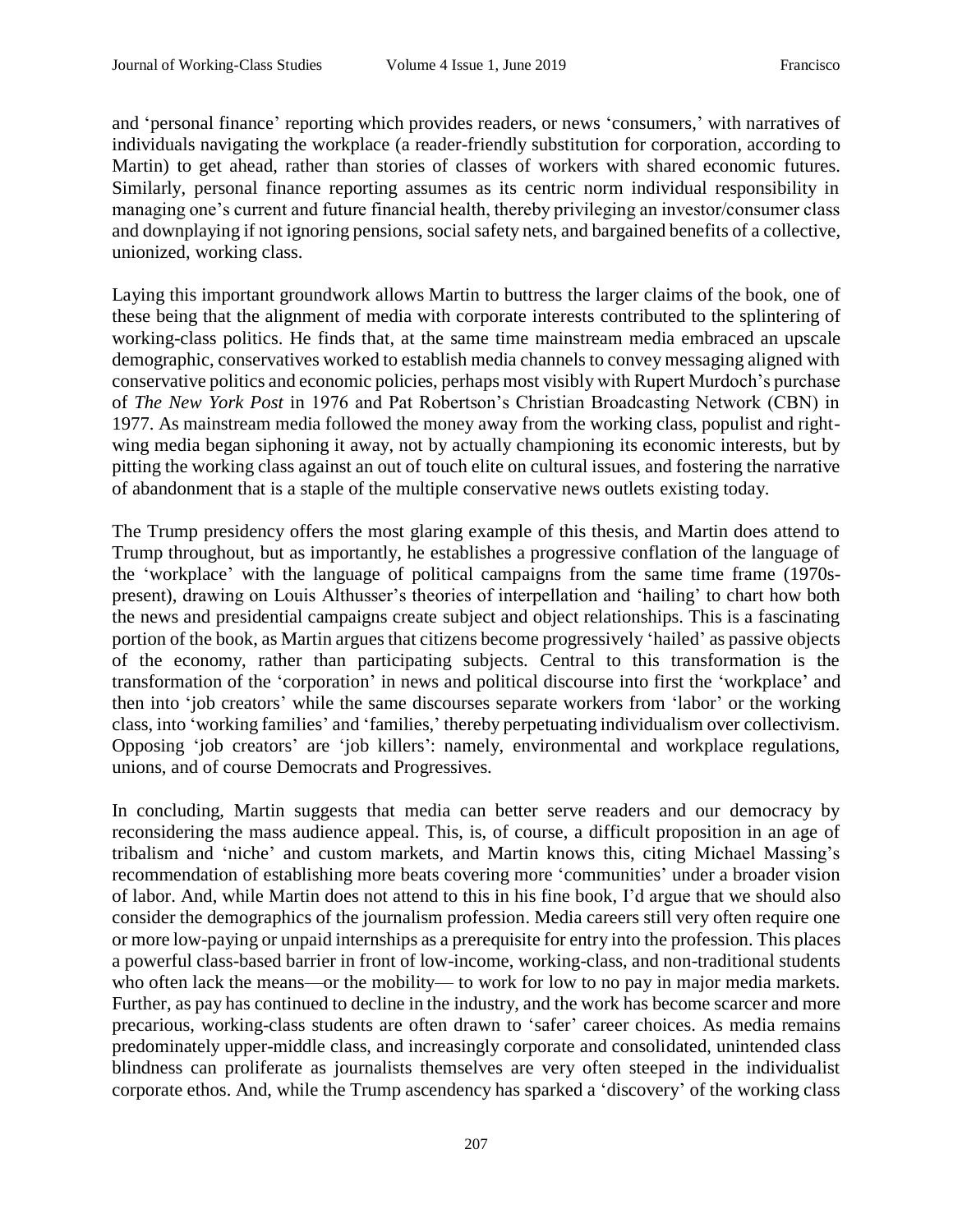and 'personal finance' reporting which provides readers, or news 'consumers,' with narratives of individuals navigating the workplace (a reader-friendly substitution for corporation, according to Martin) to get ahead, rather than stories of classes of workers with shared economic futures. Similarly, personal finance reporting assumes as its centric norm individual responsibility in managing one's current and future financial health, thereby privileging an investor/consumer class and downplaying if not ignoring pensions, social safety nets, and bargained benefits of a collective, unionized, working class.

Laying this important groundwork allows Martin to buttress the larger claims of the book, one of these being that the alignment of media with corporate interests contributed to the splintering of working-class politics. He finds that, at the same time mainstream media embraced an upscale demographic, conservatives worked to establish media channels to convey messaging aligned with conservative politics and economic policies, perhaps most visibly with Rupert Murdoch's purchase of *The New York Post* in 1976 and Pat Robertson's Christian Broadcasting Network (CBN) in 1977. As mainstream media followed the money away from the working class, populist and right-wing media began siphoning it away, not by actually championing its economic interests, but by pitting the working class against an out of touch elite on cultural issues, and fostering the narrative of abandonment that is a staple of the multiple conservative news outlets existing today.

The Trump presidency offers the most glaring example of this thesis, and Martin does attend to Trump throughout, but as importantly, he establishes a progressive conflation of the language of the 'workplace' with the language of political campaigns from the same time frame (1970s-present), drawing on Louis Althusser's theories of interpellation and 'hailing' to chart how both the news and presidential campaigns create subject and object relationships. This is a fascinating portion of the book, as Martin argues that citizens become progressively 'hailed' as passive objects of the economy, rather than participating subjects. Central to this transformation is the transformation of the 'corporation' in news and political discourse into first the 'workplace' and then into 'job creators' while the same discourses separate workers from 'labor' or the working class, into 'working families' and 'families,' thereby perpetuating individualism over collectivism. Opposing 'job creators' are 'job killers': namely, environmental and workplace regulations, unions, and of course Democrats and Progressives.

In concluding, Martin suggests that media can better serve readers and our democracy by reconsidering the mass audience appeal. This, is, of course, a difficult proposition in an age of tribalism and 'niche' and custom markets, and Martin knows this, citing Michael Massing's recommendation of establishing more beats covering more 'communities' under a broader vision of labor. And, while Martin does not attend to this in his fine book, I'd argue that we should also consider the demographics of the journalism profession. Media careers still very often require one or more low-paying or unpaid internships as a prerequisite for entry into the profession. This places a powerful class-based barrier in front of low-income, working-class, and non-traditional students who often lack the means—or the mobility— to work for low to no pay in major media markets. Further, as pay has continued to decline in the industry, and the work has become scarcer and more precarious, working-class students are often drawn to 'safer' career choices. As media remains predominately upper-middle class, and increasingly corporate and consolidated, unintended class blindness can proliferate as journalists themselves are very often steeped in the individualist corporate ethos. And, while the Trump ascendency has sparked a 'discovery' of the working class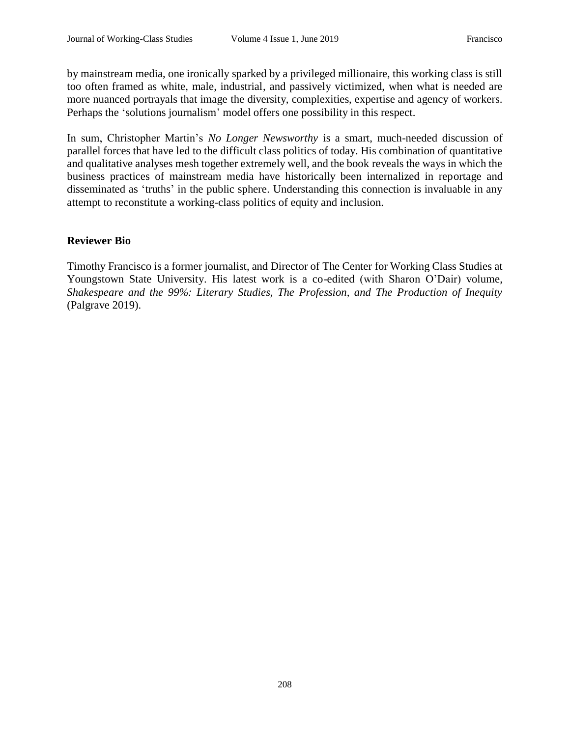by mainstream media, one ironically sparked by a privileged millionaire, this working class is still too often framed as white, male, industrial, and passively victimized, when what is needed are more nuanced portrayals that image the diversity, complexities, expertise and agency of workers. Perhaps the 'solutions journalism' model offers one possibility in this respect.

In sum, Christopher Martin's *No Longer Newsworthy* is a smart, much-needed discussion of parallel forces that have led to the difficult class politics of today. His combination of quantitative and qualitative analyses mesh together extremely well, and the book reveals the ways in which the business practices of mainstream media have historically been internalized in reportage and disseminated as 'truths' in the public sphere. Understanding this connection is invaluable in any attempt to reconstitute a working-class politics of equity and inclusion.

**Reviewer Bio**

Timothy Francisco is a former journalist, and Director of The Center for Working Class Studies at Youngstown State University. His latest work is a co-edited (with Sharon O'Dair) volume, *Shakespeare and the 99%: Literary Studies, The Profession, and The Production of Inequity* (Palgrave 2019).